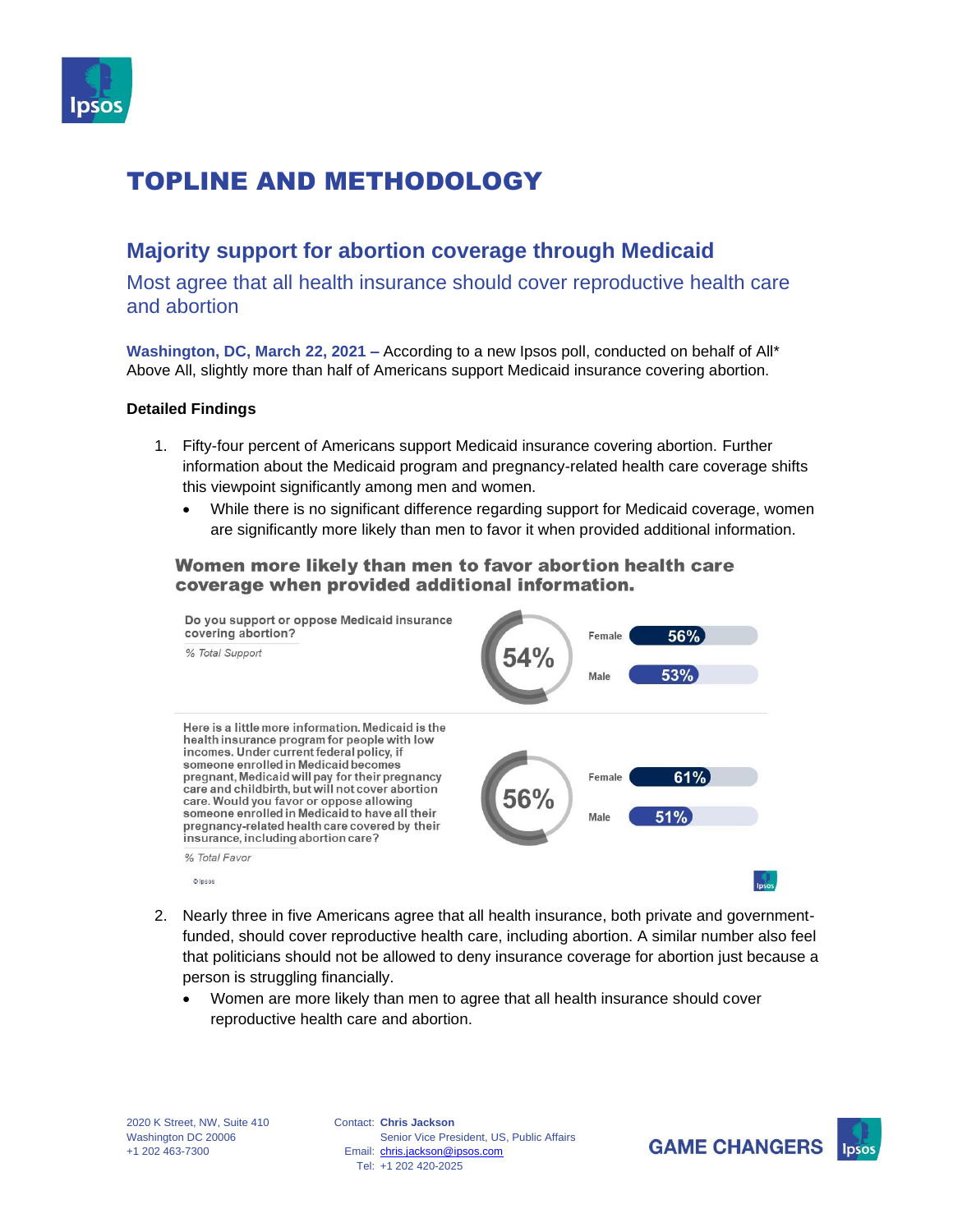# TOPLINE AND METHODOLOGY

## Majority support for abortion coverage through Medicaid

### Most agree that all health insurance should cover reproductive health care and abortion

**Washington, DC, March 22, 2021 –** According to a new Ipsos poll, conducted on behalf of All* Above All, slightly more than half of Americans support Medicaid insurance covering abortion.

**Detailed Findings**

1. Fifty-four percent of Americans support Medicaid insurance covering abortion. Further information about the Medicaid program and pregnancy-related health care coverage shifts this viewpoint significantly among men and women.
   - While there is no significant difference regarding support for Medicaid coverage, women are significantly more likely than men to favor it when provided additional information.

**Women more likely than men to favor abortion health care coverage when provided additional information.**

| Question | Total | Female | Male |
| --- | --- | --- | --- |
| Do you support or oppose Medicaid insurance covering abortion? *% Total Support* | 54% | 56% | 53% |
| Here is a little more information. Medicaid is the health insurance program for people with low incomes. Under current federal policy, if someone enrolled in Medicaid becomes pregnant, Medicaid will pay for their pregnancy care and childbirth, but will not cover abortion care. Would you favor or oppose allowing someone enrolled in Medicaid to have all their pregnancy-related health care covered by their insurance, including abortion care? *% Total Favor* | 56% | 61% | 51% |

©Ipsos

2. Nearly three in five Americans agree that all health insurance, both private and government-funded, should cover reproductive health care, including abortion. A similar number also feel that politicians should not be allowed to deny insurance coverage for abortion just because a person is struggling financially.
   - Women are more likely than men to agree that all health insurance should cover reproductive health care and abortion.

2020 K Street, NW, Suite 410
Washington DC 20006
+1 202 463-7300

Contact: **Chris Jackson**
Senior Vice President, US, Public Affairs
Email: chris.jackson@ipsos.com
Tel: +1 202 420-2025

GAME CHANGERS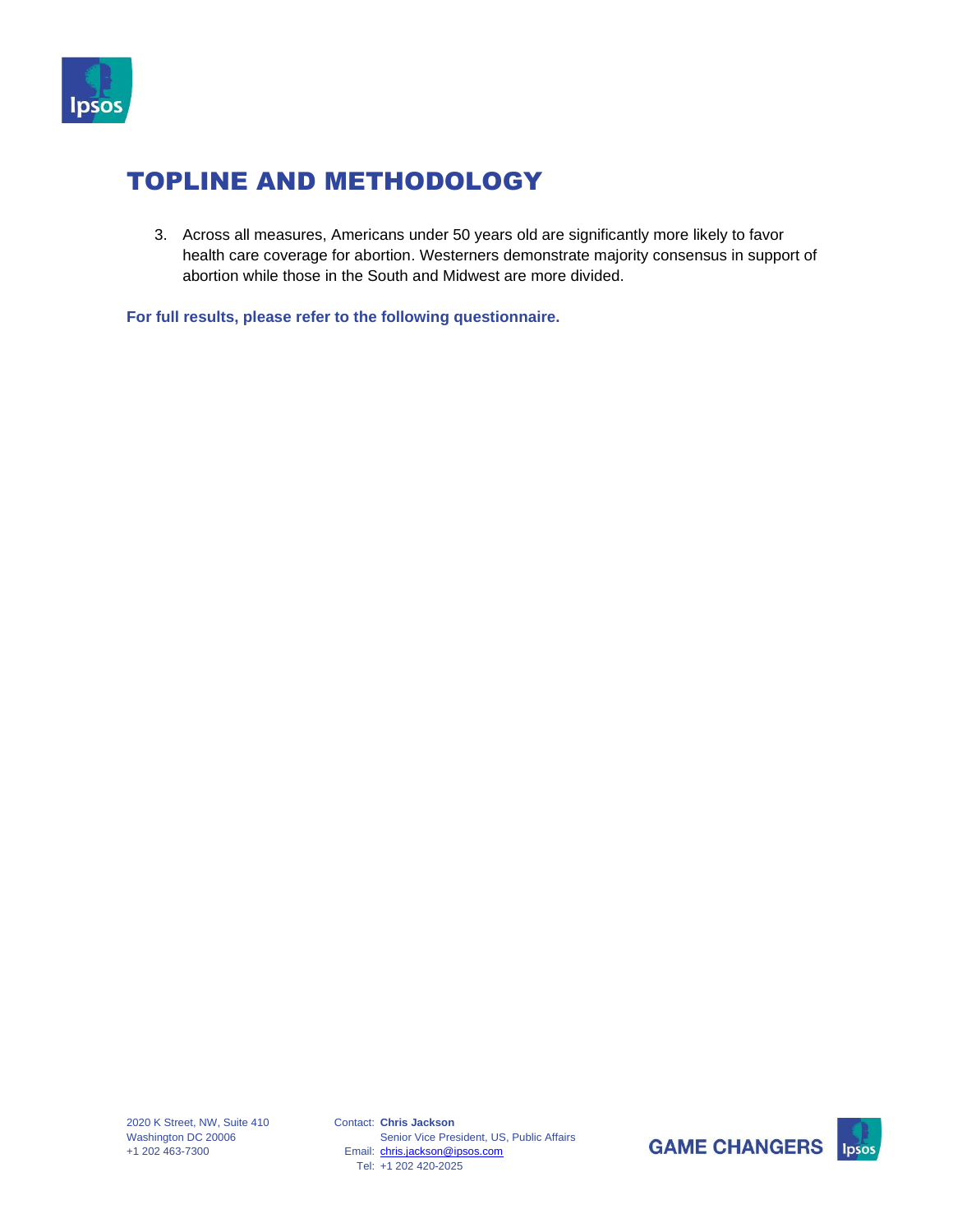## TOPLINE AND METHODOLOGY

3. Across all measures, Americans under 50 years old are significantly more likely to favor health care coverage for abortion. Westerners demonstrate majority consensus in support of abortion while those in the South and Midwest are more divided.

**For full results, please refer to the following questionnaire.**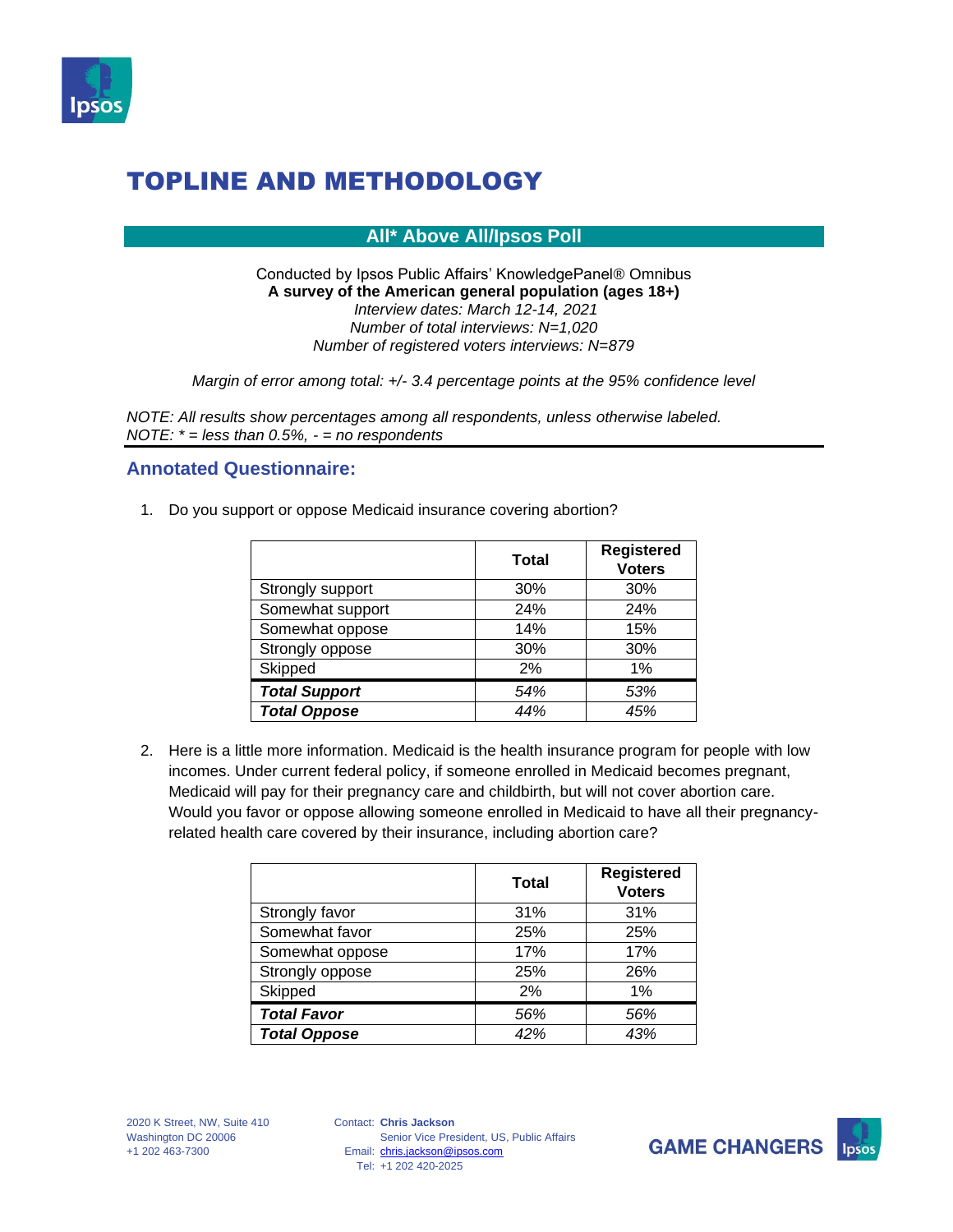# TOPLINE AND METHODOLOGY

## All* Above All/Ipsos Poll

Conducted by Ipsos Public Affairs' KnowledgePanel® Omnibus
**A survey of the American general population (ages 18+)**
*Interview dates: March 12-14, 2021*
*Number of total interviews: N=1,020*
*Number of registered voters interviews: N=879*

*Margin of error among total: +/- 3.4 percentage points at the 95% confidence level*

*NOTE: All results show percentages among all respondents, unless otherwise labeled.*
*NOTE: * = less than 0.5%, - = no respondents*

### Annotated Questionnaire:

1. Do you support or oppose Medicaid insurance covering abortion?

| | Total | Registered Voters |
|---|---|---|
| Strongly support | 30% | 30% |
| Somewhat support | 24% | 24% |
| Somewhat oppose | 14% | 15% |
| Strongly oppose | 30% | 30% |
| Skipped | 2% | 1% |
| ***Total Support*** | *54%* | *53%* |
| ***Total Oppose*** | *44%* | *45%* |

2. Here is a little more information. Medicaid is the health insurance program for people with low incomes. Under current federal policy, if someone enrolled in Medicaid becomes pregnant, Medicaid will pay for their pregnancy care and childbirth, but will not cover abortion care. Would you favor or oppose allowing someone enrolled in Medicaid to have all their pregnancy-related health care covered by their insurance, including abortion care?

| | Total | Registered Voters |
|---|---|---|
| Strongly favor | 31% | 31% |
| Somewhat favor | 25% | 25% |
| Somewhat oppose | 17% | 17% |
| Strongly oppose | 25% | 26% |
| Skipped | 2% | 1% |
| ***Total Favor*** | *56%* | *56%* |
| ***Total Oppose*** | *42%* | *43%* |

2020 K Street, NW, Suite 410
Washington DC 20006
+1 202 463-7300

Contact: **Chris Jackson**
Senior Vice President, US, Public Affairs
Email: chris.jackson@ipsos.com
Tel: +1 202 420-2025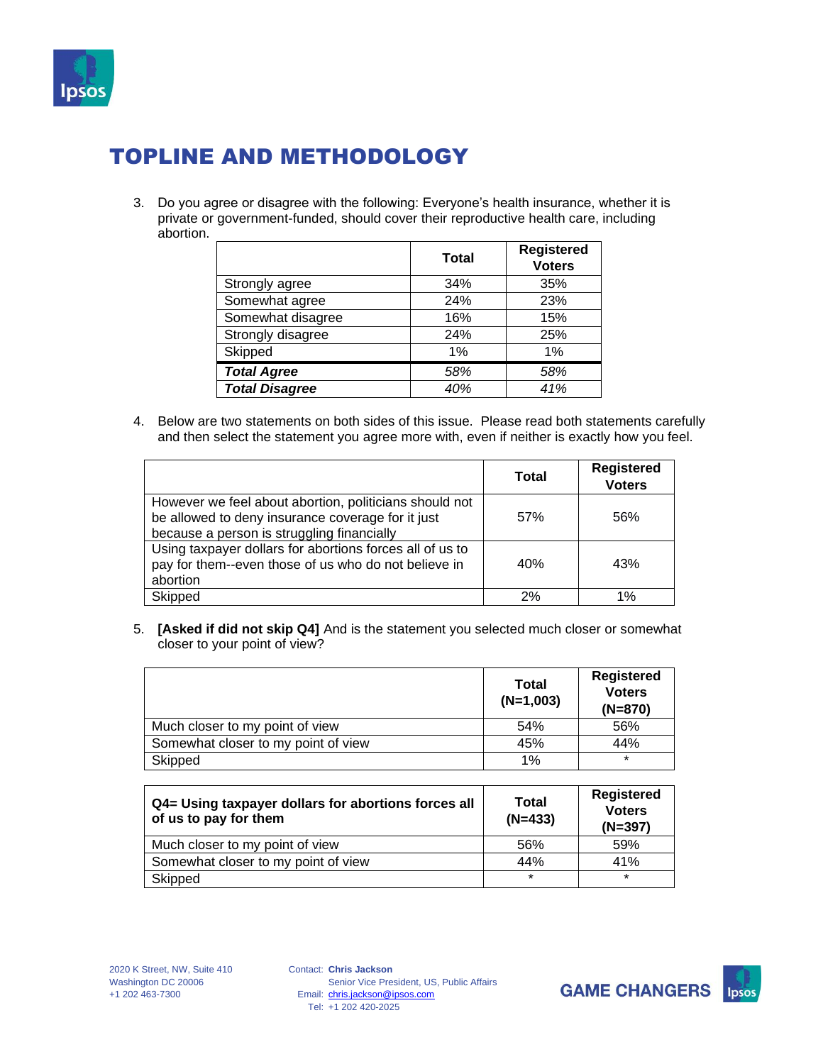# TOPLINE AND METHODOLOGY

3. Do you agree or disagree with the following: Everyone's health insurance, whether it is private or government-funded, should cover their reproductive health care, including abortion.

| | Total | Registered Voters |
|---|---|---|
| Strongly agree | 34% | 35% |
| Somewhat agree | 24% | 23% |
| Somewhat disagree | 16% | 15% |
| Strongly disagree | 24% | 25% |
| Skipped | 1% | 1% |
| ***Total Agree*** | *58%* | *58%* |
| ***Total Disagree*** | *40%* | *41%* |

4. Below are two statements on both sides of this issue. Please read both statements carefully and then select the statement you agree more with, even if neither is exactly how you feel.

| | Total | Registered Voters |
|---|---|---|
| However we feel about abortion, politicians should not be allowed to deny insurance coverage for it just because a person is struggling financially | 57% | 56% |
| Using taxpayer dollars for abortions forces all of us to pay for them--even those of us who do not believe in abortion | 40% | 43% |
| Skipped | 2% | 1% |

5. **[Asked if did not skip Q4]** And is the statement you selected much closer or somewhat closer to your point of view?

| | Total (N=1,003) | Registered Voters (N=870) |
|---|---|---|
| Much closer to my point of view | 54% | 56% |
| Somewhat closer to my point of view | 45% | 44% |
| Skipped | 1% | * |

| **Q4= Using taxpayer dollars for abortions forces all of us to pay for them** | Total (N=433) | Registered Voters (N=397) |
|---|---|---|
| Much closer to my point of view | 56% | 59% |
| Somewhat closer to my point of view | 44% | 41% |
| Skipped | * | * |

2020 K Street, NW, Suite 410
Washington DC 20006
+1 202 463-7300

Contact: **Chris Jackson**
Senior Vice President, US, Public Affairs
Email: chris.jackson@ipsos.com
Tel: +1 202 420-2025

GAME CHANGERS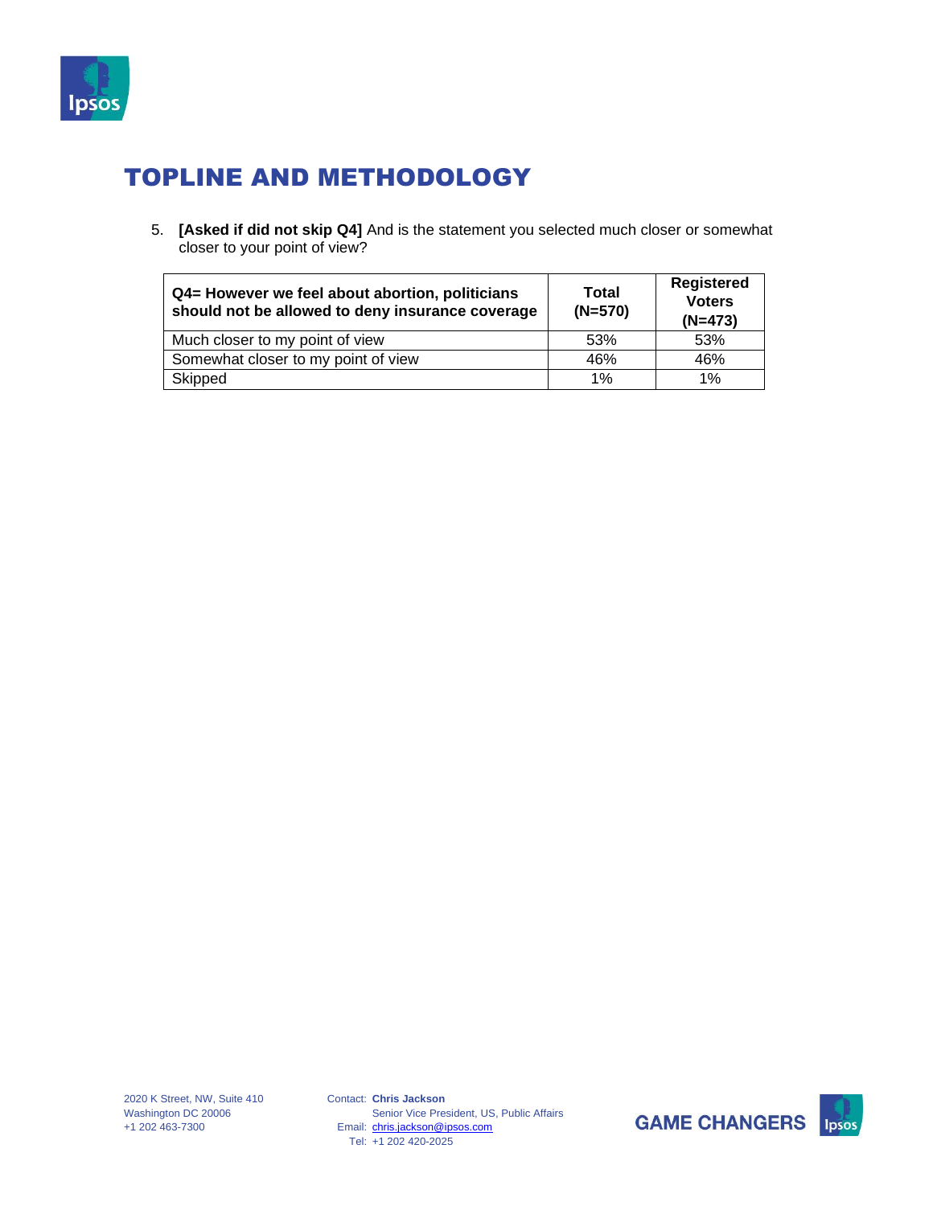## TOPLINE AND METHODOLOGY

5. **[Asked if did not skip Q4]** And is the statement you selected much closer or somewhat closer to your point of view?

| **Q4= However we feel about abortion, politicians should not be allowed to deny insurance coverage** | **Total (N=570)** | **Registered Voters (N=473)** |
|---|---|---|
| Much closer to my point of view | 53% | 53% |
| Somewhat closer to my point of view | 46% | 46% |
| Skipped | 1% | 1% |

2020 K Street, NW, Suite 410
Washington DC 20006
+1 202 463-7300

Contact: **Chris Jackson**
Senior Vice President, US, Public Affairs
Email: chris.jackson@ipsos.com
Tel: +1 202 420-2025

GAME CHANGERS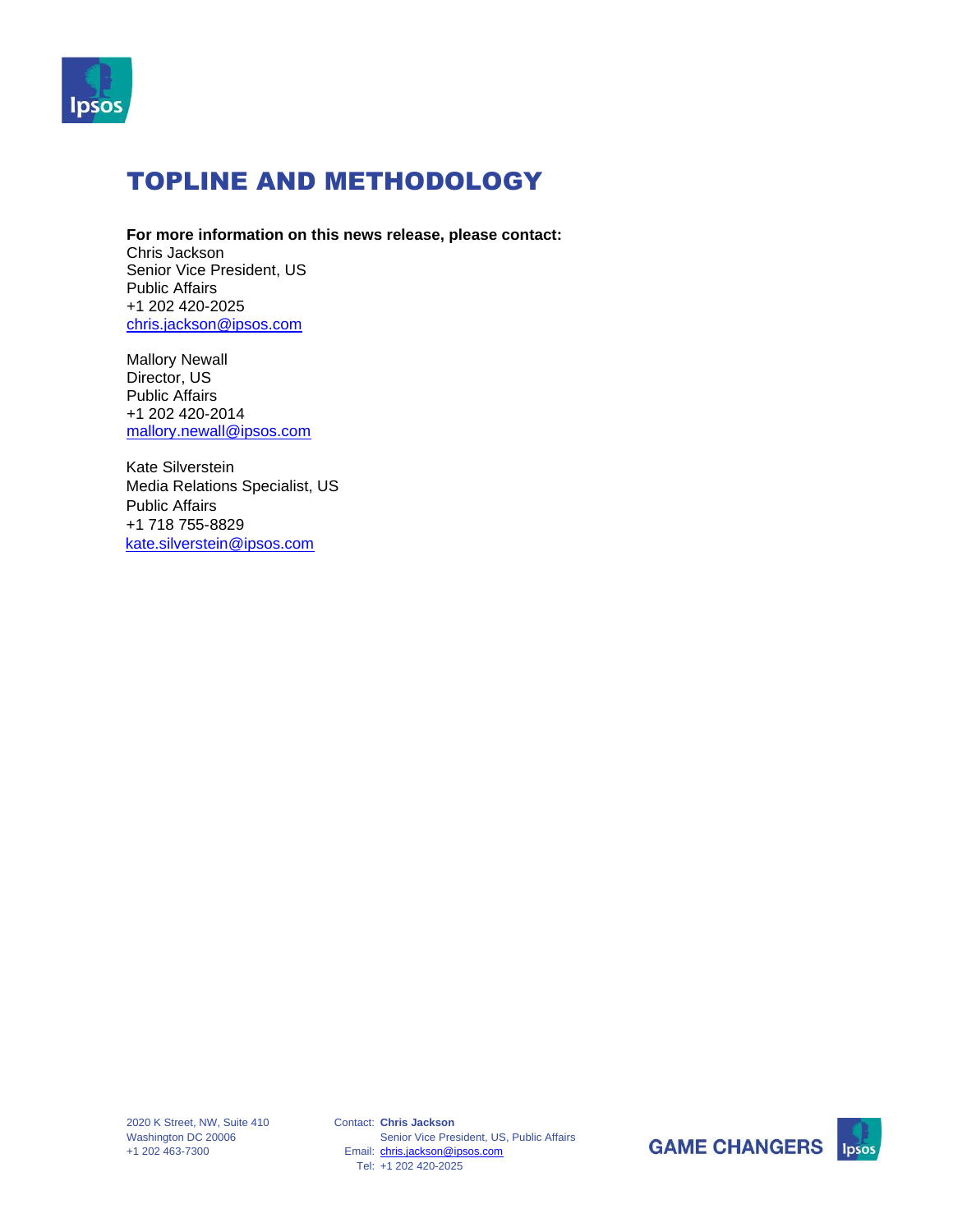# TOPLINE AND METHODOLOGY

**For more information on this news release, please contact:**

Chris Jackson
Senior Vice President, US
Public Affairs
+1 202 420-2025
chris.jackson@ipsos.com

Mallory Newall
Director, US
Public Affairs
+1 202 420-2014
mallory.newall@ipsos.com

Kate Silverstein
Media Relations Specialist, US
Public Affairs
+1 718 755-8829
kate.silverstein@ipsos.com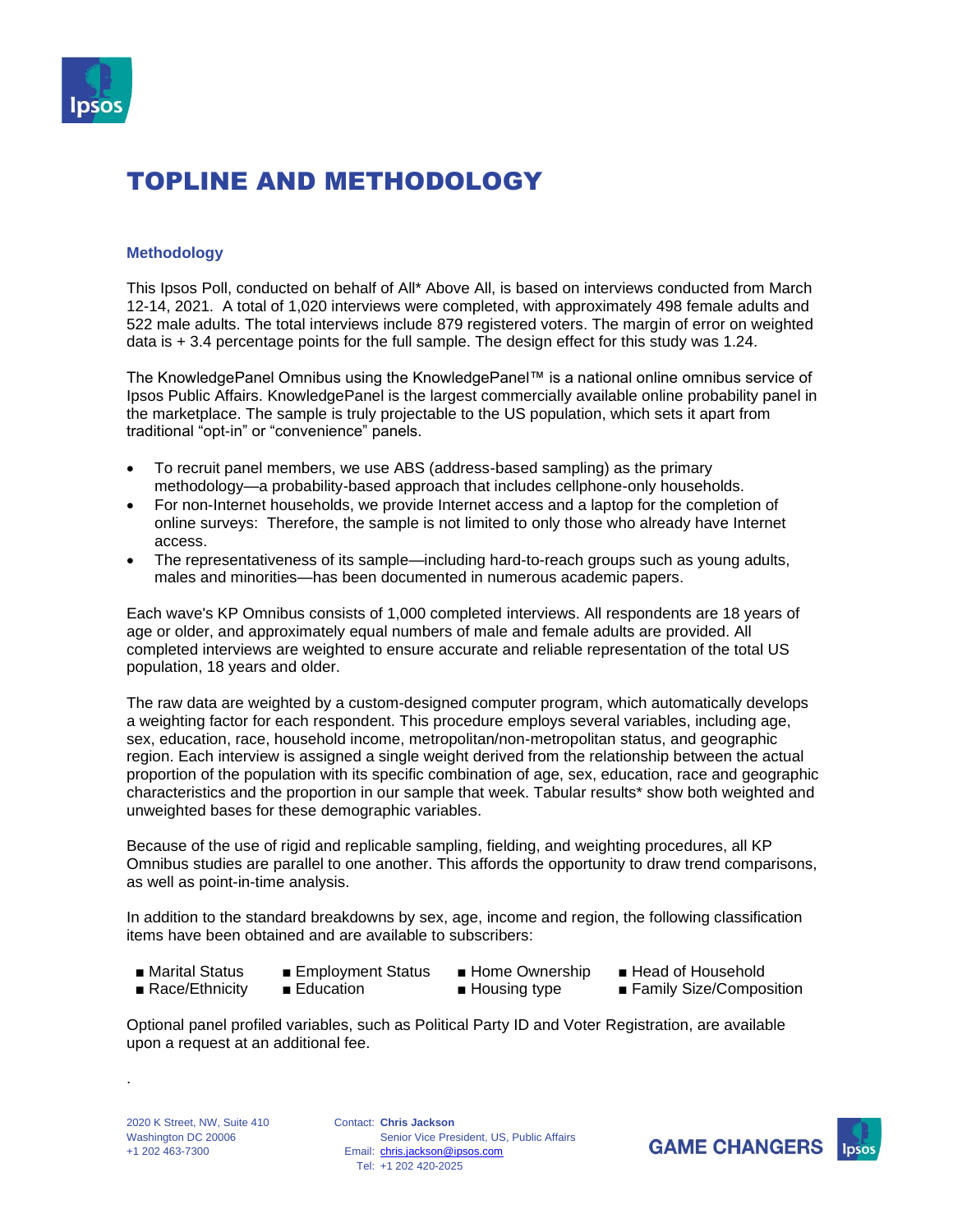# TOPLINE AND METHODOLOGY

## Methodology

This Ipsos Poll, conducted on behalf of All* Above All, is based on interviews conducted from March 12-14, 2021. A total of 1,020 interviews were completed, with approximately 498 female adults and 522 male adults. The total interviews include 879 registered voters. The margin of error on weighted data is + 3.4 percentage points for the full sample. The design effect for this study was 1.24.

The KnowledgePanel Omnibus using the KnowledgePanel™ is a national online omnibus service of Ipsos Public Affairs. KnowledgePanel is the largest commercially available online probability panel in the marketplace. The sample is truly projectable to the US population, which sets it apart from traditional "opt-in" or "convenience" panels.

- To recruit panel members, we use ABS (address-based sampling) as the primary methodology—a probability-based approach that includes cellphone-only households.
- For non-Internet households, we provide Internet access and a laptop for the completion of online surveys: Therefore, the sample is not limited to only those who already have Internet access.
- The representativeness of its sample—including hard-to-reach groups such as young adults, males and minorities—has been documented in numerous academic papers.

Each wave's KP Omnibus consists of 1,000 completed interviews. All respondents are 18 years of age or older, and approximately equal numbers of male and female adults are provided. All completed interviews are weighted to ensure accurate and reliable representation of the total US population, 18 years and older.

The raw data are weighted by a custom-designed computer program, which automatically develops a weighting factor for each respondent. This procedure employs several variables, including age, sex, education, race, household income, metropolitan/non-metropolitan status, and geographic region. Each interview is assigned a single weight derived from the relationship between the actual proportion of the population with its specific combination of age, sex, education, race and geographic characteristics and the proportion in our sample that week. Tabular results* show both weighted and unweighted bases for these demographic variables.

Because of the use of rigid and replicable sampling, fielding, and weighting procedures, all KP Omnibus studies are parallel to one another. This affords the opportunity to draw trend comparisons, as well as point-in-time analysis.

In addition to the standard breakdowns by sex, age, income and region, the following classification items have been obtained and are available to subscribers:

- Marital Status
- Race/Ethnicity
- Employment Status
- Education
- Home Ownership
- Housing type
- Head of Household
- Family Size/Composition

Optional panel profiled variables, such as Political Party ID and Voter Registration, are available upon a request at an additional fee.

.

2020 K Street, NW, Suite 410
Washington DC 20006
+1 202 463-7300

Contact: **Chris Jackson**
Senior Vice President, US, Public Affairs
Email: chris.jackson@ipsos.com
Tel: +1 202 420-2025

GAME CHANGERS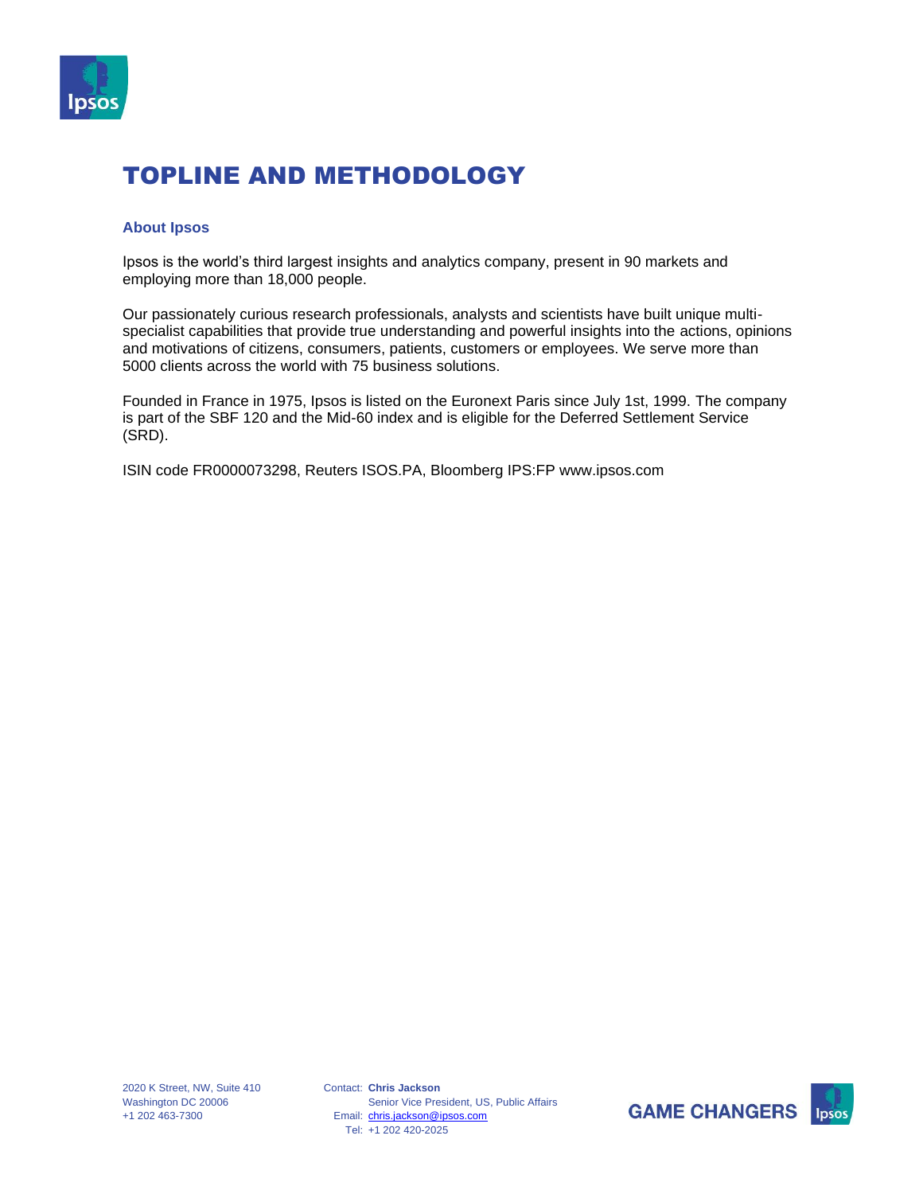# TOPLINE AND METHODOLOGY

### About Ipsos

Ipsos is the world's third largest insights and analytics company, present in 90 markets and employing more than 18,000 people.

Our passionately curious research professionals, analysts and scientists have built unique multi-specialist capabilities that provide true understanding and powerful insights into the actions, opinions and motivations of citizens, consumers, patients, customers or employees. We serve more than 5000 clients across the world with 75 business solutions.

Founded in France in 1975, Ipsos is listed on the Euronext Paris since July 1st, 1999. The company is part of the SBF 120 and the Mid-60 index and is eligible for the Deferred Settlement Service (SRD).

ISIN code FR0000073298, Reuters ISOS.PA, Bloomberg IPS:FP www.ipsos.com

2020 K Street, NW, Suite 410
Washington DC 20006
+1 202 463-7300

Contact: **Chris Jackson**
Senior Vice President, US, Public Affairs
Email: chris.jackson@ipsos.com
Tel: +1 202 420-2025

GAME CHANGERS